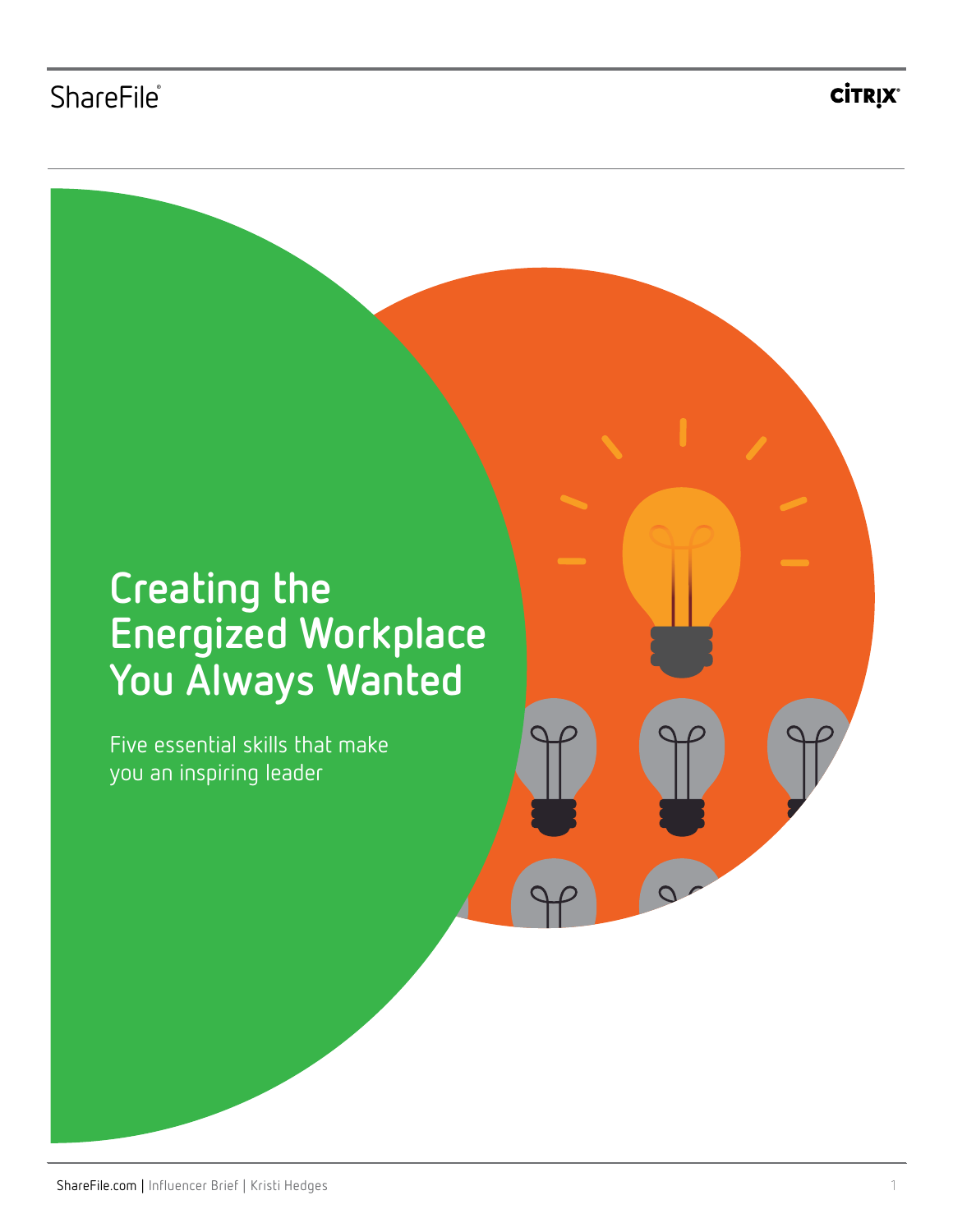ShareFile®

CITRIX®

# Creating the Energized Workplace You Always Wanted

Five essential skills that make you an inspiring leader

ShareFile.com | Influencer Brief | Kristi Hedges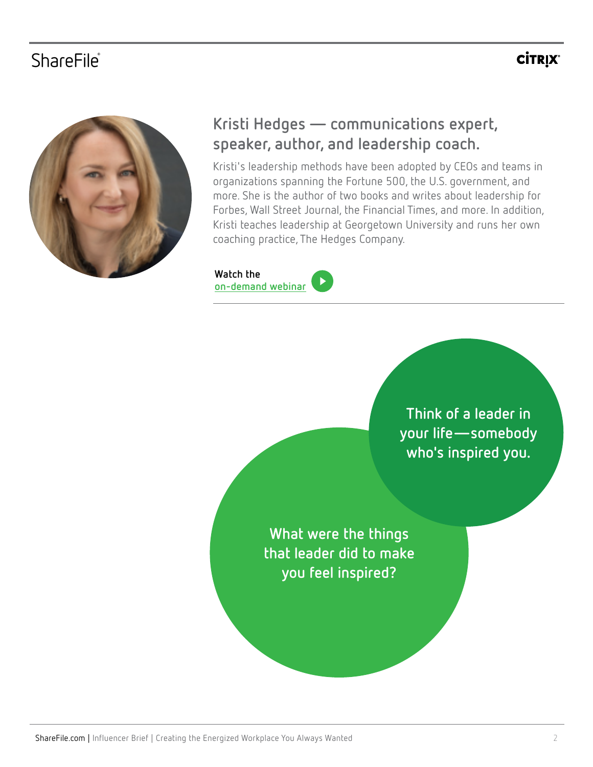## Kristi Hedges — communications expert, speaker, author, and leadership coach.

Kristi's leadership methods have been adopted by CEOs and teams in organizations spanning the Fortune 500, the U.S. government, and more. She is the author of two books and writes about leadership for Forbes, Wall Street Journal, the Financial Times, and more. In addition, Kristi teaches leadership at Georgetown University and runs her own coaching practice, The Hedges Company.

**Watch the on-demand webinar**

**Think of a leader in your life—somebody who's inspired you.**

**What were the things that leader did to make you feel inspired?**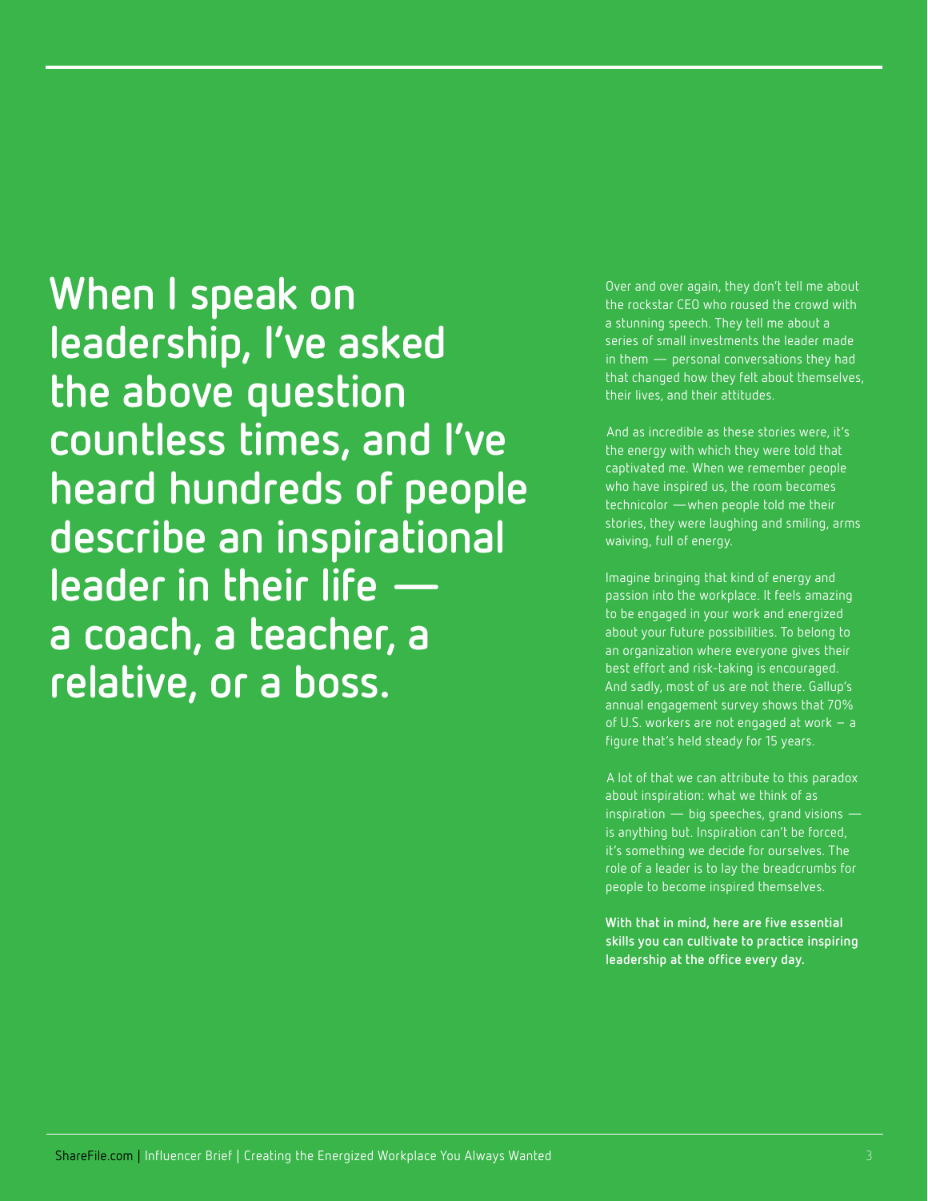## When I speak on leadership, I've asked the above question countless times, and I've heard hundreds of people describe an inspirational leader in their life — a coach, a teacher, a relative, or a boss.

Over and over again, they don't tell me about the rockstar CEO who roused the crowd with a stunning speech. They tell me about a series of small investments the leader made in them — personal conversations they had that changed how they felt about themselves, their lives, and their attitudes.

And as incredible as these stories were, it's the energy with which they were told that captivated me. When we remember people who have inspired us, the room becomes technicolor —when people told me their stories, they were laughing and smiling, arms waiving, full of energy.

Imagine bringing that kind of energy and passion into the workplace. It feels amazing to be engaged in your work and energized about your future possibilities. To belong to an organization where everyone gives their best effort and risk-taking is encouraged. And sadly, most of us are not there. Gallup's annual engagement survey shows that 70% of U.S. workers are not engaged at work – a figure that's held steady for 15 years.

A lot of that we can attribute to this paradox about inspiration: what we think of as inspiration — big speeches, grand visions — is anything but. Inspiration can't be forced, it's something we decide for ourselves. The role of a leader is to lay the breadcrumbs for people to become inspired themselves.

**With that in mind, here are five essential skills you can cultivate to practice inspiring leadership at the office every day.**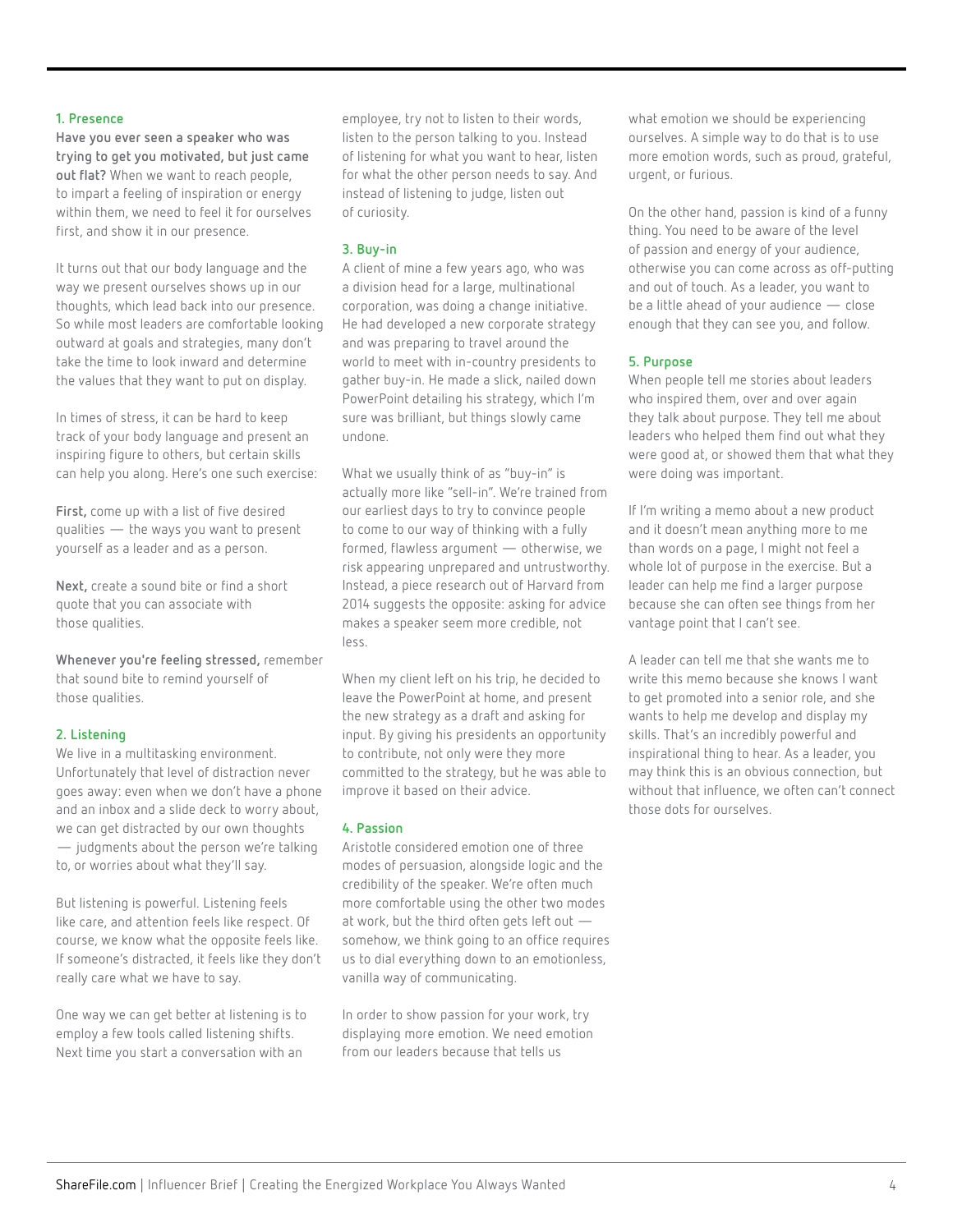### 1. Presence

**Have you ever seen a speaker who was trying to get you motivated, but just came out flat?** When we want to reach people, to impart a feeling of inspiration or energy within them, we need to feel it for ourselves first, and show it in our presence.

It turns out that our body language and the way we present ourselves shows up in our thoughts, which lead back into our presence. So while most leaders are comfortable looking outward at goals and strategies, many don't take the time to look inward and determine the values that they want to put on display.

In times of stress, it can be hard to keep track of your body language and present an inspiring figure to others, but certain skills can help you along. Here's one such exercise:

**First,** come up with a list of five desired qualities — the ways you want to present yourself as a leader and as a person.

**Next,** create a sound bite or find a short quote that you can associate with those qualities.

**Whenever you're feeling stressed,** remember that sound bite to remind yourself of those qualities.

### 2. Listening

We live in a multitasking environment. Unfortunately that level of distraction never goes away: even when we don't have a phone and an inbox and a slide deck to worry about, we can get distracted by our own thoughts — judgments about the person we're talking to, or worries about what they'll say.

But listening is powerful. Listening feels like care, and attention feels like respect. Of course, we know what the opposite feels like. If someone's distracted, it feels like they don't really care what we have to say.

One way we can get better at listening is to employ a few tools called listening shifts. Next time you start a conversation with an employee, try not to listen to their words, listen to the person talking to you. Instead of listening for what you want to hear, listen for what the other person needs to say. And instead of listening to judge, listen out of curiosity.

### 3. Buy-in

A client of mine a few years ago, who was a division head for a large, multinational corporation, was doing a change initiative. He had developed a new corporate strategy and was preparing to travel around the world to meet with in-country presidents to gather buy-in. He made a slick, nailed down PowerPoint detailing his strategy, which I'm sure was brilliant, but things slowly came undone.

What we usually think of as "buy-in" is actually more like "sell-in". We're trained from our earliest days to try to convince people to come to our way of thinking with a fully formed, flawless argument — otherwise, we risk appearing unprepared and untrustworthy. Instead, a piece research out of Harvard from 2014 suggests the opposite: asking for advice makes a speaker seem more credible, not less.

When my client left on his trip, he decided to leave the PowerPoint at home, and present the new strategy as a draft and asking for input. By giving his presidents an opportunity to contribute, not only were they more committed to the strategy, but he was able to improve it based on their advice.

### 4. Passion

Aristotle considered emotion one of three modes of persuasion, alongside logic and the credibility of the speaker. We're often much more comfortable using the other two modes at work, but the third often gets left out — somehow, we think going to an office requires us to dial everything down to an emotionless, vanilla way of communicating.

In order to show passion for your work, try displaying more emotion. We need emotion from our leaders because that tells us what emotion we should be experiencing ourselves. A simple way to do that is to use more emotion words, such as proud, grateful, urgent, or furious.

On the other hand, passion is kind of a funny thing. You need to be aware of the level of passion and energy of your audience, otherwise you can come across as off-putting and out of touch. As a leader, you want to be a little ahead of your audience — close enough that they can see you, and follow.

### 5. Purpose

When people tell me stories about leaders who inspired them, over and over again they talk about purpose. They tell me about leaders who helped them find out what they were good at, or showed them that what they were doing was important.

If I'm writing a memo about a new product and it doesn't mean anything more to me than words on a page, I might not feel a whole lot of purpose in the exercise. But a leader can help me find a larger purpose because she can often see things from her vantage point that I can't see.

A leader can tell me that she wants me to write this memo because she knows I want to get promoted into a senior role, and she wants to help me develop and display my skills. That's an incredibly powerful and inspirational thing to hear. As a leader, you may think this is an obvious connection, but without that influence, we often can't connect those dots for ourselves.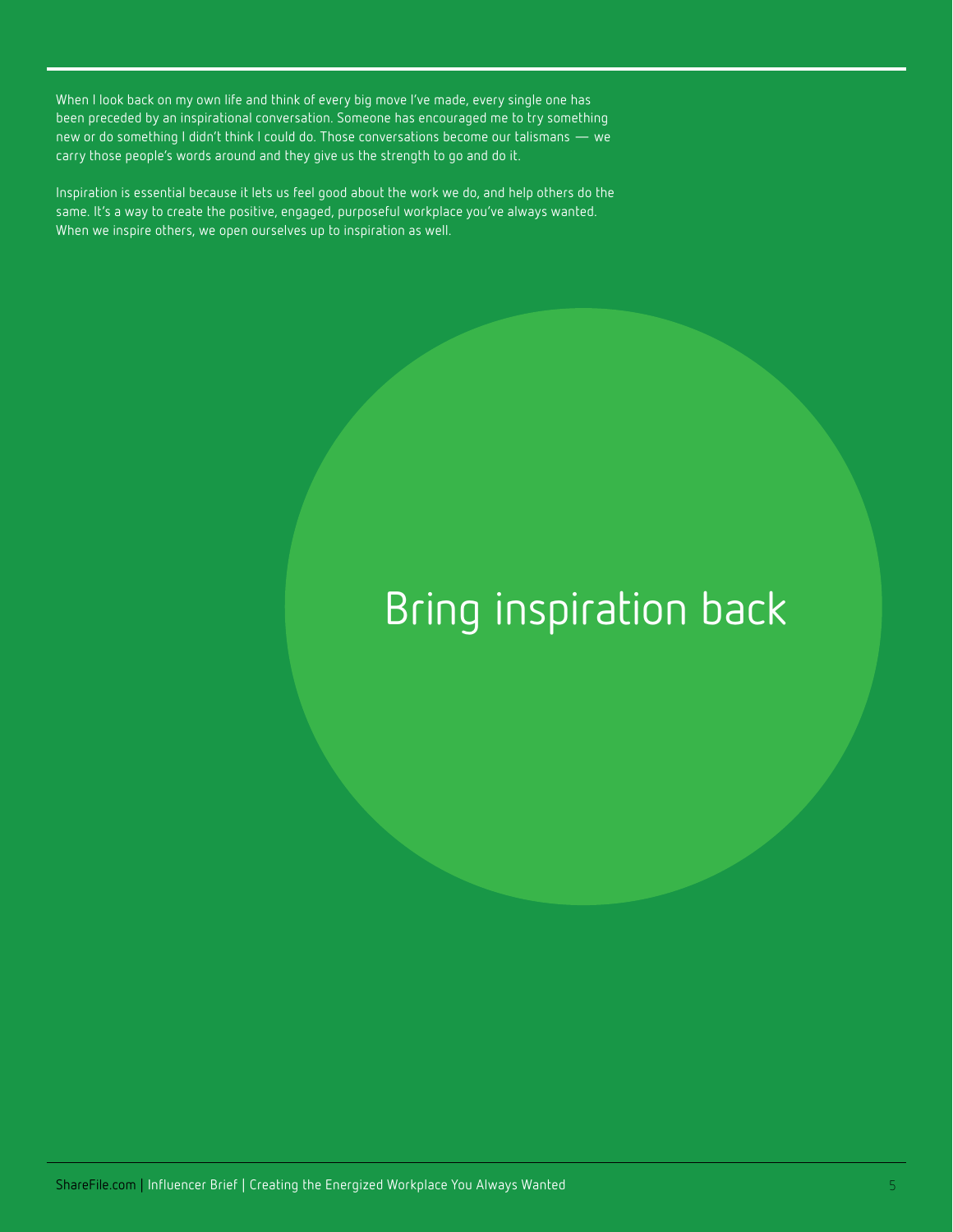When I look back on my own life and think of every big move I've made, every single one has been preceded by an inspirational conversation. Someone has encouraged me to try something new or do something I didn't think I could do. Those conversations become our talismans — we carry those people's words around and they give us the strength to go and do it.

Inspiration is essential because it lets us feel good about the work we do, and help others do the same. It's a way to create the positive, engaged, purposeful workplace you've always wanted. When we inspire others, we open ourselves up to inspiration as well.

## Bring inspiration back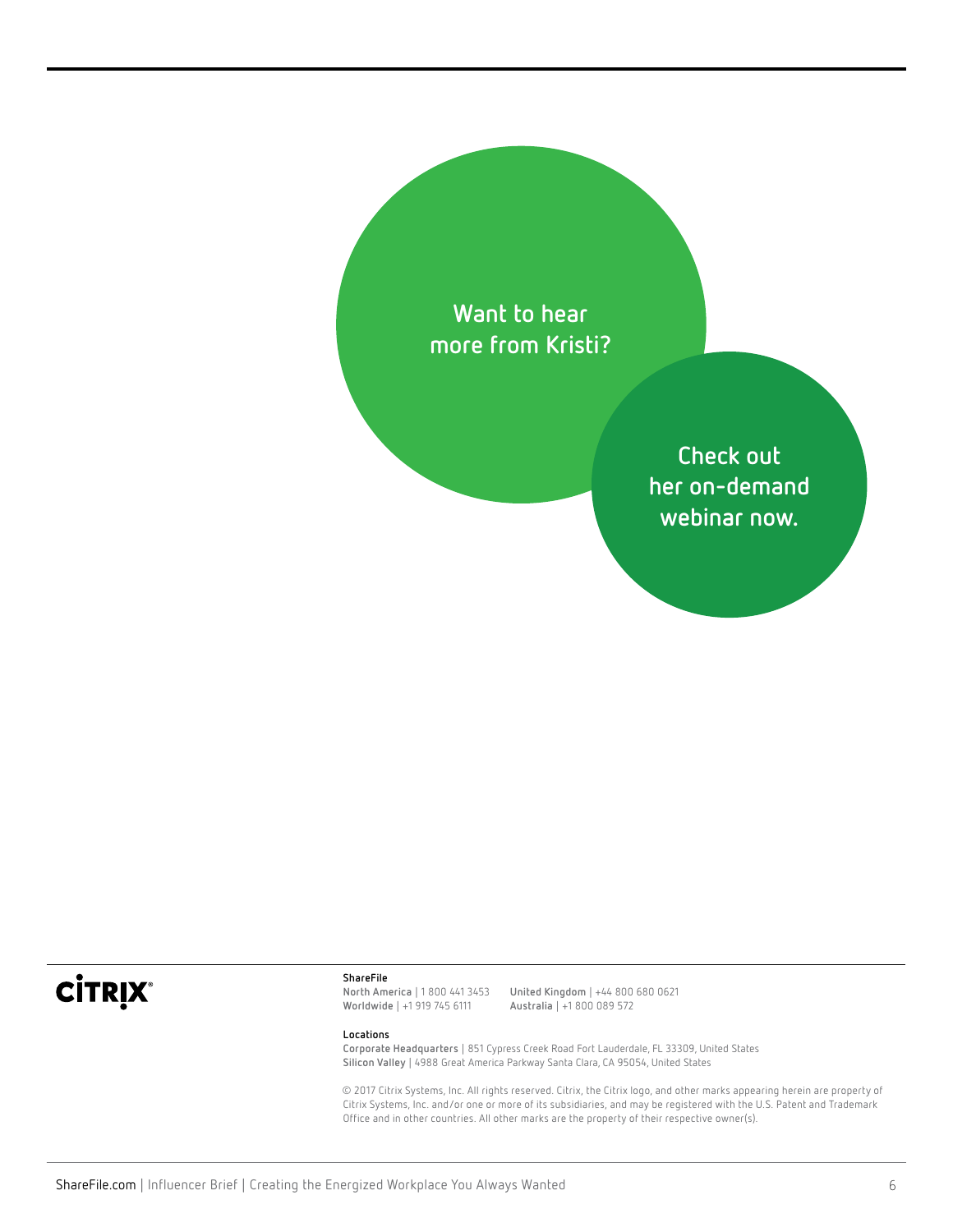Want to hear more from Kristi?

Check out her on-demand webinar now.

CITRIX

**ShareFile**

**North America** | 1 800 441 3453
**Worldwide** | +1 919 745 6111
**United Kingdom** | +44 800 680 0621
**Australia** | +1 800 089 572

**Locations**

**Corporate Headquarters** | 851 Cypress Creek Road Fort Lauderdale, FL 33309, United States
**Silicon Valley** | 4988 Great America Parkway Santa Clara, CA 95054, United States

© 2017 Citrix Systems, Inc. All rights reserved. Citrix, the Citrix logo, and other marks appearing herein are property of Citrix Systems, Inc. and/or one or more of its subsidiaries, and may be registered with the U.S. Patent and Trademark Office and in other countries. All other marks are the property of their respective owner(s).